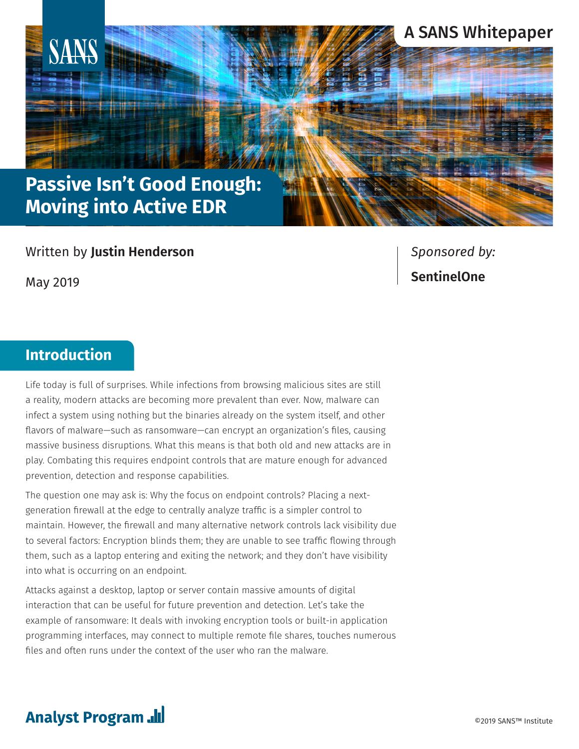A SANS Whitepaper

# Passive Isn't Good Enough: Moving into Active EDR

Written by **Justin Henderson**

May 2019

*Sponsored by:*

**SentinelOne**

## Introduction

Life today is full of surprises. While infections from browsing malicious sites are still a reality, modern attacks are becoming more prevalent than ever. Now, malware can infect a system using nothing but the binaries already on the system itself, and other flavors of malware—such as ransomware—can encrypt an organization's files, causing massive business disruptions. What this means is that both old and new attacks are in play. Combating this requires endpoint controls that are mature enough for advanced prevention, detection and response capabilities.

The question one may ask is: Why the focus on endpoint controls? Placing a next-generation firewall at the edge to centrally analyze traffic is a simpler control to maintain. However, the firewall and many alternative network controls lack visibility due to several factors: Encryption blinds them; they are unable to see traffic flowing through them, such as a laptop entering and exiting the network; and they don't have visibility into what is occurring on an endpoint.

Attacks against a desktop, laptop or server contain massive amounts of digital interaction that can be useful for future prevention and detection. Let's take the example of ransomware: It deals with invoking encryption tools or built-in application programming interfaces, may connect to multiple remote file shares, touches numerous files and often runs under the context of the user who ran the malware.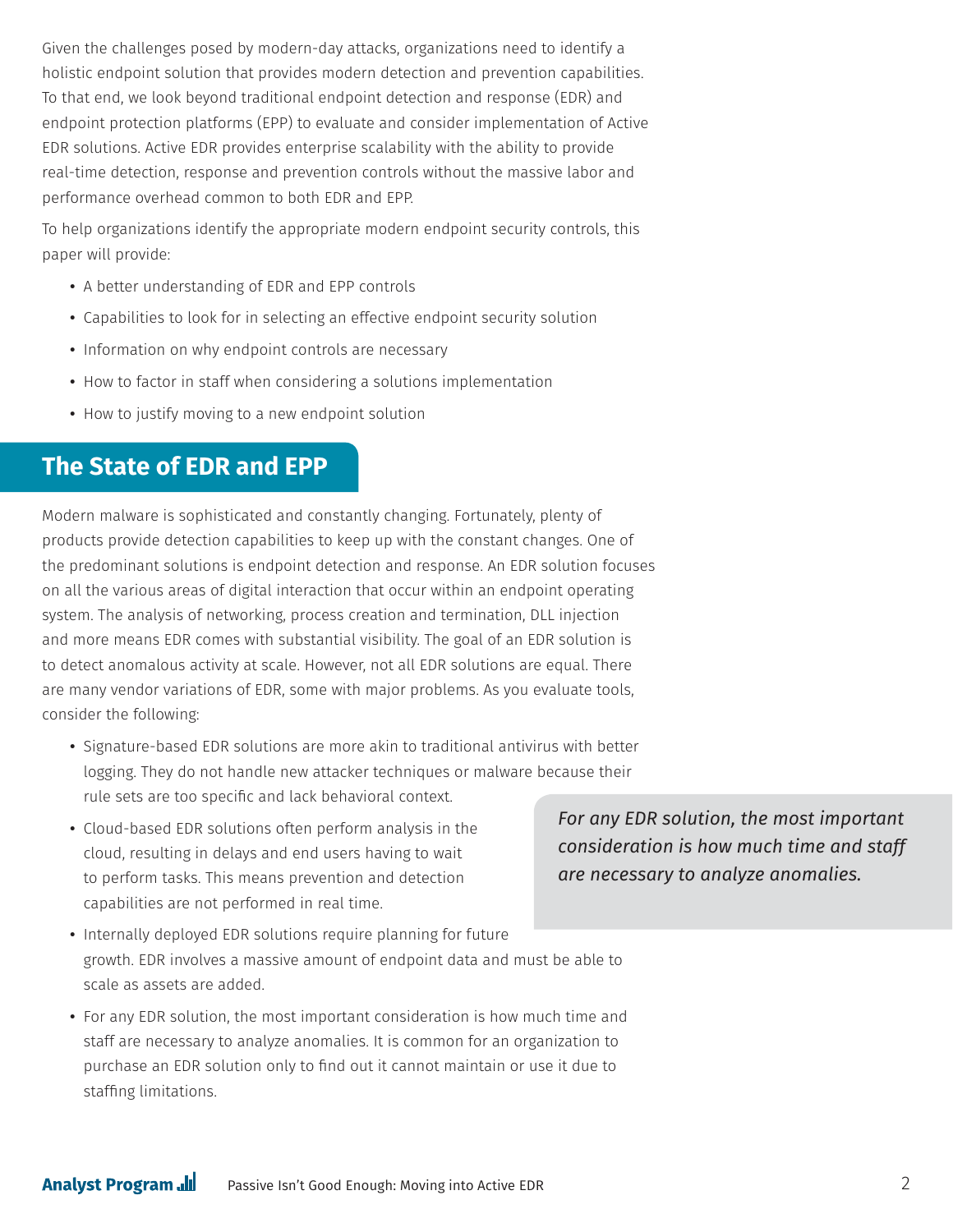Given the challenges posed by modern-day attacks, organizations need to identify a holistic endpoint solution that provides modern detection and prevention capabilities. To that end, we look beyond traditional endpoint detection and response (EDR) and endpoint protection platforms (EPP) to evaluate and consider implementation of Active EDR solutions. Active EDR provides enterprise scalability with the ability to provide real-time detection, response and prevention controls without the massive labor and performance overhead common to both EDR and EPP.

To help organizations identify the appropriate modern endpoint security controls, this paper will provide:

- A better understanding of EDR and EPP controls
- Capabilities to look for in selecting an effective endpoint security solution
- Information on why endpoint controls are necessary
- How to factor in staff when considering a solutions implementation
- How to justify moving to a new endpoint solution

## The State of EDR and EPP

Modern malware is sophisticated and constantly changing. Fortunately, plenty of products provide detection capabilities to keep up with the constant changes. One of the predominant solutions is endpoint detection and response. An EDR solution focuses on all the various areas of digital interaction that occur within an endpoint operating system. The analysis of networking, process creation and termination, DLL injection and more means EDR comes with substantial visibility. The goal of an EDR solution is to detect anomalous activity at scale. However, not all EDR solutions are equal. There are many vendor variations of EDR, some with major problems. As you evaluate tools, consider the following:

- Signature-based EDR solutions are more akin to traditional antivirus with better logging. They do not handle new attacker techniques or malware because their rule sets are too specific and lack behavioral context.
- Cloud-based EDR solutions often perform analysis in the cloud, resulting in delays and end users having to wait to perform tasks. This means prevention and detection capabilities are not performed in real time.
- Internally deployed EDR solutions require planning for future growth. EDR involves a massive amount of endpoint data and must be able to scale as assets are added.
- For any EDR solution, the most important consideration is how much time and staff are necessary to analyze anomalies. It is common for an organization to purchase an EDR solution only to find out it cannot maintain or use it due to staffing limitations.

*For any EDR solution, the most important consideration is how much time and staff are necessary to analyze anomalies.*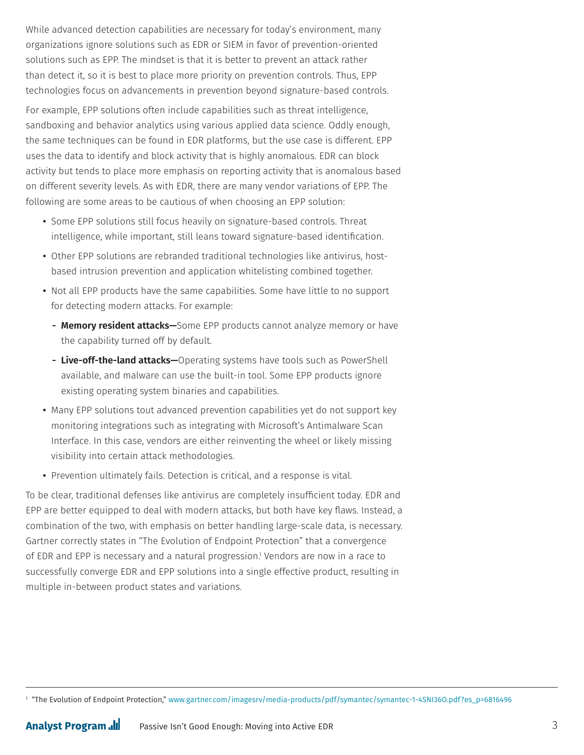While advanced detection capabilities are necessary for today's environment, many organizations ignore solutions such as EDR or SIEM in favor of prevention-oriented solutions such as EPP. The mindset is that it is better to prevent an attack rather than detect it, so it is best to place more priority on prevention controls. Thus, EPP technologies focus on advancements in prevention beyond signature-based controls.

For example, EPP solutions often include capabilities such as threat intelligence, sandboxing and behavior analytics using various applied data science. Oddly enough, the same techniques can be found in EDR platforms, but the use case is different. EPP uses the data to identify and block activity that is highly anomalous. EDR can block activity but tends to place more emphasis on reporting activity that is anomalous based on different severity levels. As with EDR, there are many vendor variations of EPP. The following are some areas to be cautious of when choosing an EPP solution:

- Some EPP solutions still focus heavily on signature-based controls. Threat intelligence, while important, still leans toward signature-based identification.
- Other EPP solutions are rebranded traditional technologies like antivirus, host-based intrusion prevention and application whitelisting combined together.
- Not all EPP products have the same capabilities. Some have little to no support for detecting modern attacks. For example:
  - **Memory resident attacks—**Some EPP products cannot analyze memory or have the capability turned off by default.
  - **Live-off-the-land attacks—**Operating systems have tools such as PowerShell available, and malware can use the built-in tool. Some EPP products ignore existing operating system binaries and capabilities.
- Many EPP solutions tout advanced prevention capabilities yet do not support key monitoring integrations such as integrating with Microsoft's Antimalware Scan Interface. In this case, vendors are either reinventing the wheel or likely missing visibility into certain attack methodologies.
- Prevention ultimately fails. Detection is critical, and a response is vital.

To be clear, traditional defenses like antivirus are completely insufficient today. EDR and EPP are better equipped to deal with modern attacks, but both have key flaws. Instead, a combination of the two, with emphasis on better handling large-scale data, is necessary. Gartner correctly states in "The Evolution of Endpoint Protection" that a convergence of EDR and EPP is necessary and a natural progression.[1] Vendors are now in a race to successfully converge EDR and EPP solutions into a single effective product, resulting in multiple in-between product states and variations.

[1] "The Evolution of Endpoint Protection," www.gartner.com/imagesrv/media-products/pdf/symantec/symantec-1-4SNI36O.pdf?es_p=6816496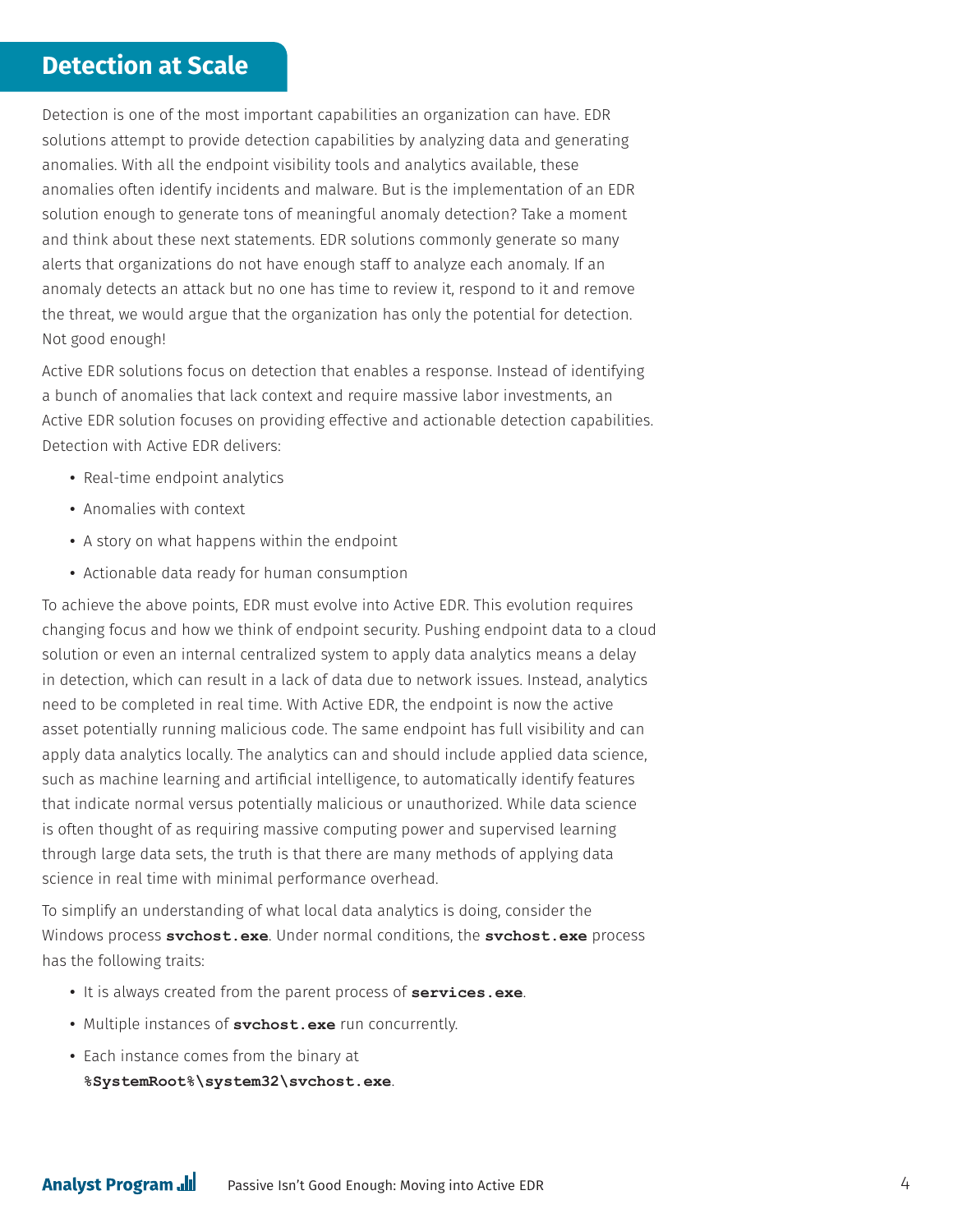## Detection at Scale

Detection is one of the most important capabilities an organization can have. EDR solutions attempt to provide detection capabilities by analyzing data and generating anomalies. With all the endpoint visibility tools and analytics available, these anomalies often identify incidents and malware. But is the implementation of an EDR solution enough to generate tons of meaningful anomaly detection? Take a moment and think about these next statements. EDR solutions commonly generate so many alerts that organizations do not have enough staff to analyze each anomaly. If an anomaly detects an attack but no one has time to review it, respond to it and remove the threat, we would argue that the organization has only the potential for detection. Not good enough!

Active EDR solutions focus on detection that enables a response. Instead of identifying a bunch of anomalies that lack context and require massive labor investments, an Active EDR solution focuses on providing effective and actionable detection capabilities. Detection with Active EDR delivers:

- Real-time endpoint analytics
- Anomalies with context
- A story on what happens within the endpoint
- Actionable data ready for human consumption

To achieve the above points, EDR must evolve into Active EDR. This evolution requires changing focus and how we think of endpoint security. Pushing endpoint data to a cloud solution or even an internal centralized system to apply data analytics means a delay in detection, which can result in a lack of data due to network issues. Instead, analytics need to be completed in real time. With Active EDR, the endpoint is now the active asset potentially running malicious code. The same endpoint has full visibility and can apply data analytics locally. The analytics can and should include applied data science, such as machine learning and artificial intelligence, to automatically identify features that indicate normal versus potentially malicious or unauthorized. While data science is often thought of as requiring massive computing power and supervised learning through large data sets, the truth is that there are many methods of applying data science in real time with minimal performance overhead.

To simplify an understanding of what local data analytics is doing, consider the Windows process **`svchost.exe`**. Under normal conditions, the **`svchost.exe`** process has the following traits:

- It is always created from the parent process of **`services.exe`**.
- Multiple instances of **`svchost.exe`** run concurrently.
- Each instance comes from the binary at **`%SystemRoot%\system32\svchost.exe`**.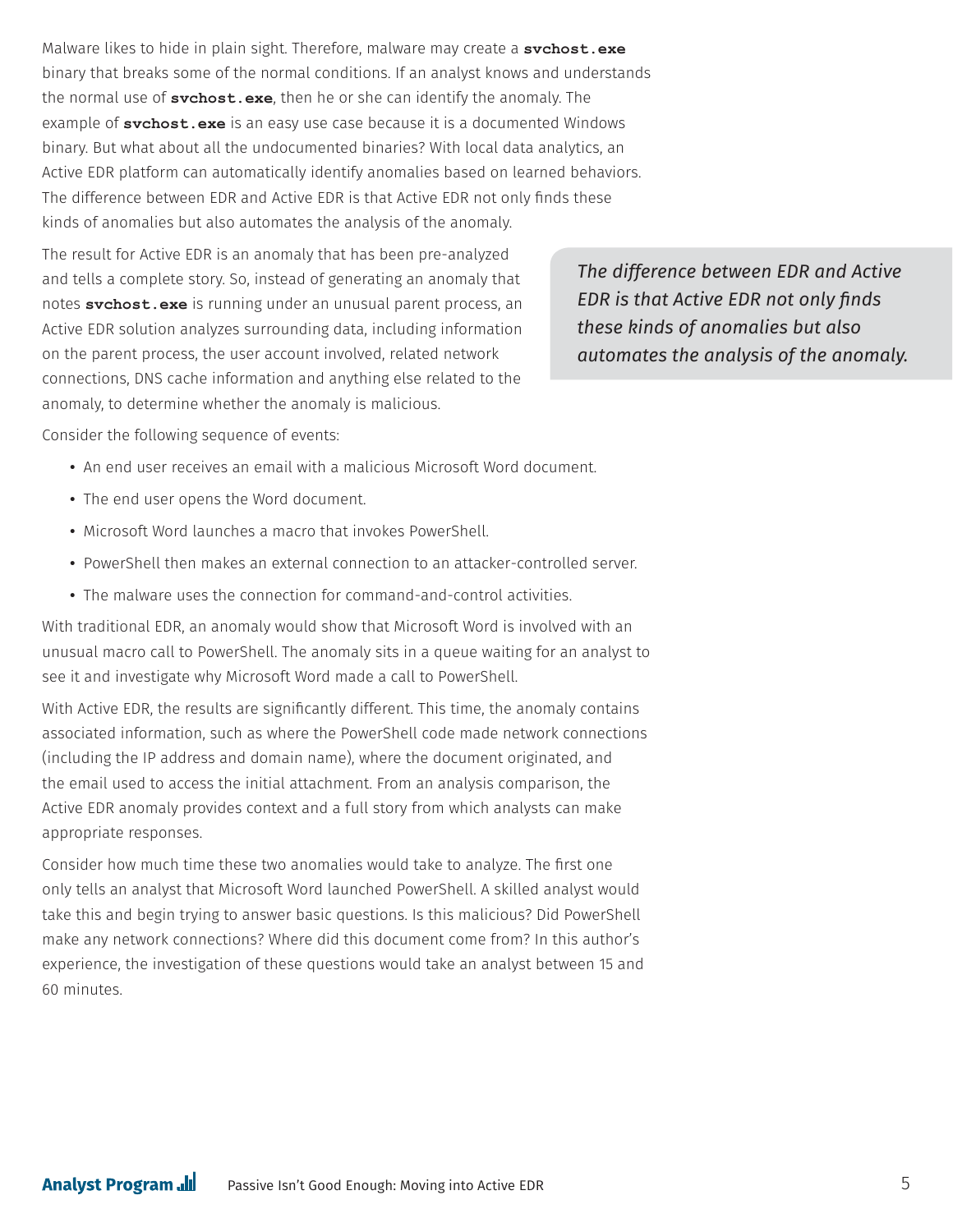Malware likes to hide in plain sight. Therefore, malware may create a **svchost.exe** binary that breaks some of the normal conditions. If an analyst knows and understands the normal use of **svchost.exe**, then he or she can identify the anomaly. The example of **svchost.exe** is an easy use case because it is a documented Windows binary. But what about all the undocumented binaries? With local data analytics, an Active EDR platform can automatically identify anomalies based on learned behaviors. The difference between EDR and Active EDR is that Active EDR not only finds these kinds of anomalies but also automates the analysis of the anomaly.

The result for Active EDR is an anomaly that has been pre-analyzed and tells a complete story. So, instead of generating an anomaly that notes **svchost.exe** is running under an unusual parent process, an Active EDR solution analyzes surrounding data, including information on the parent process, the user account involved, related network connections, DNS cache information and anything else related to the anomaly, to determine whether the anomaly is malicious.

> *The difference between EDR and Active EDR is that Active EDR not only finds these kinds of anomalies but also automates the analysis of the anomaly.*

Consider the following sequence of events:

- An end user receives an email with a malicious Microsoft Word document.
- The end user opens the Word document.
- Microsoft Word launches a macro that invokes PowerShell.
- PowerShell then makes an external connection to an attacker-controlled server.
- The malware uses the connection for command-and-control activities.

With traditional EDR, an anomaly would show that Microsoft Word is involved with an unusual macro call to PowerShell. The anomaly sits in a queue waiting for an analyst to see it and investigate why Microsoft Word made a call to PowerShell.

With Active EDR, the results are significantly different. This time, the anomaly contains associated information, such as where the PowerShell code made network connections (including the IP address and domain name), where the document originated, and the email used to access the initial attachment. From an analysis comparison, the Active EDR anomaly provides context and a full story from which analysts can make appropriate responses.

Consider how much time these two anomalies would take to analyze. The first one only tells an analyst that Microsoft Word launched PowerShell. A skilled analyst would take this and begin trying to answer basic questions. Is this malicious? Did PowerShell make any network connections? Where did this document come from? In this author's experience, the investigation of these questions would take an analyst between 15 and 60 minutes.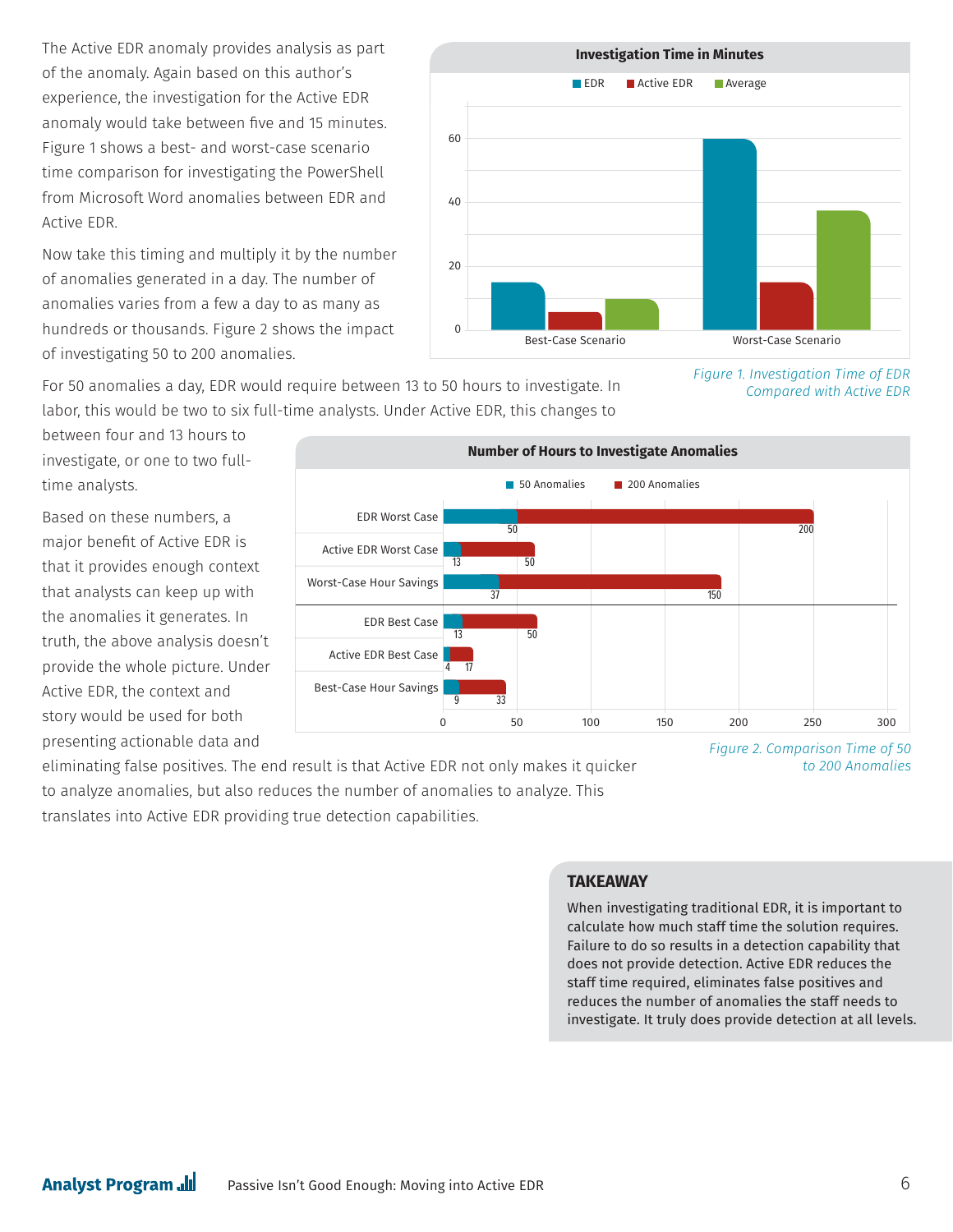The Active EDR anomaly provides analysis as part of the anomaly. Again based on this author's experience, the investigation for the Active EDR anomaly would take between five and 15 minutes. Figure 1 shows a best- and worst-case scenario time comparison for investigating the PowerShell from Microsoft Word anomalies between EDR and Active EDR.

Now take this timing and multiply it by the number of anomalies generated in a day. The number of anomalies varies from a few a day to as many as hundreds or thousands. Figure 2 shows the impact of investigating 50 to 200 anomalies.

*Figure 1. Investigation Time of EDR Compared with Active EDR*

For 50 anomalies a day, EDR would require between 13 to 50 hours to investigate. In labor, this would be two to six full-time analysts. Under Active EDR, this changes to between four and 13 hours to investigate, or one to two full-time analysts.

Based on these numbers, a major benefit of Active EDR is that it provides enough context that analysts can keep up with the anomalies it generates. In truth, the above analysis doesn't provide the whole picture. Under Active EDR, the context and story would be used for both presenting actionable data and eliminating false positives. The end result is that Active EDR not only makes it quicker to analyze anomalies, but also reduces the number of anomalies to analyze. This translates into Active EDR providing true detection capabilities.

*Figure 2. Comparison Time of 50 to 200 Anomalies*

## TAKEAWAY

When investigating traditional EDR, it is important to calculate how much staff time the solution requires. Failure to do so results in a detection capability that does not provide detection. Active EDR reduces the staff time required, eliminates false positives and reduces the number of anomalies the staff needs to investigate. It truly does provide detection at all levels.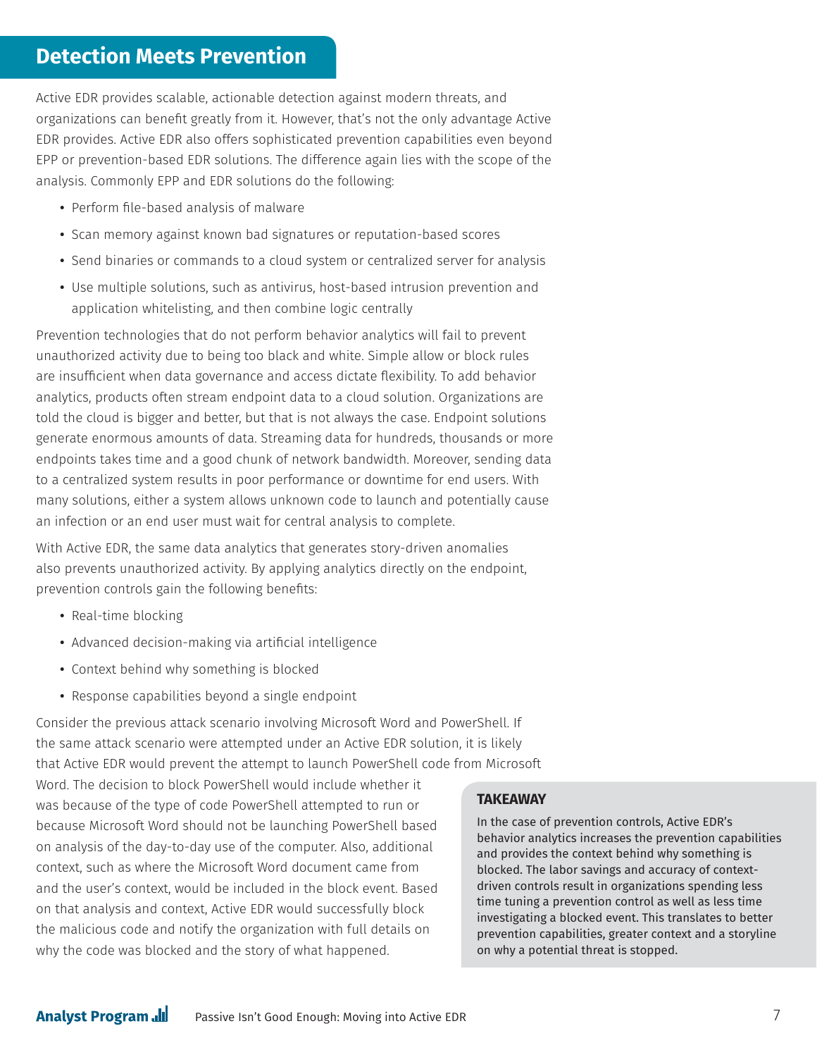## Detection Meets Prevention

Active EDR provides scalable, actionable detection against modern threats, and organizations can benefit greatly from it. However, that's not the only advantage Active EDR provides. Active EDR also offers sophisticated prevention capabilities even beyond EPP or prevention-based EDR solutions. The difference again lies with the scope of the analysis. Commonly EPP and EDR solutions do the following:

- Perform file-based analysis of malware
- Scan memory against known bad signatures or reputation-based scores
- Send binaries or commands to a cloud system or centralized server for analysis
- Use multiple solutions, such as antivirus, host-based intrusion prevention and application whitelisting, and then combine logic centrally

Prevention technologies that do not perform behavior analytics will fail to prevent unauthorized activity due to being too black and white. Simple allow or block rules are insufficient when data governance and access dictate flexibility. To add behavior analytics, products often stream endpoint data to a cloud solution. Organizations are told the cloud is bigger and better, but that is not always the case. Endpoint solutions generate enormous amounts of data. Streaming data for hundreds, thousands or more endpoints takes time and a good chunk of network bandwidth. Moreover, sending data to a centralized system results in poor performance or downtime for end users. With many solutions, either a system allows unknown code to launch and potentially cause an infection or an end user must wait for central analysis to complete.

With Active EDR, the same data analytics that generates story-driven anomalies also prevents unauthorized activity. By applying analytics directly on the endpoint, prevention controls gain the following benefits:

- Real-time blocking
- Advanced decision-making via artificial intelligence
- Context behind why something is blocked
- Response capabilities beyond a single endpoint

Consider the previous attack scenario involving Microsoft Word and PowerShell. If the same attack scenario were attempted under an Active EDR solution, it is likely that Active EDR would prevent the attempt to launch PowerShell code from Microsoft Word. The decision to block PowerShell would include whether it was because of the type of code PowerShell attempted to run or because Microsoft Word should not be launching PowerShell based on analysis of the day-to-day use of the computer. Also, additional context, such as where the Microsoft Word document came from and the user's context, would be included in the block event. Based on that analysis and context, Active EDR would successfully block the malicious code and notify the organization with full details on why the code was blocked and the story of what happened.

> **TAKEAWAY**
>
> In the case of prevention controls, Active EDR's behavior analytics increases the prevention capabilities and provides the context behind why something is blocked. The labor savings and accuracy of context-driven controls result in organizations spending less time tuning a prevention control as well as less time investigating a blocked event. This translates to better prevention capabilities, greater context and a storyline on why a potential threat is stopped.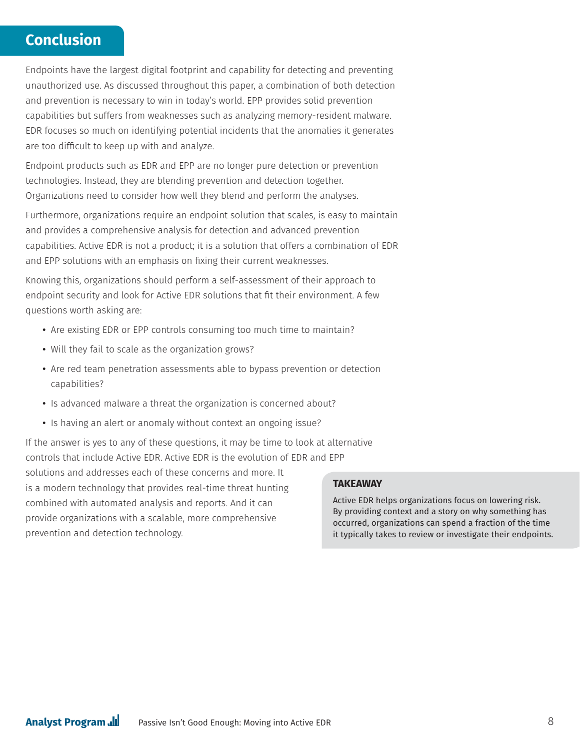## Conclusion

Endpoints have the largest digital footprint and capability for detecting and preventing unauthorized use. As discussed throughout this paper, a combination of both detection and prevention is necessary to win in today's world. EPP provides solid prevention capabilities but suffers from weaknesses such as analyzing memory-resident malware. EDR focuses so much on identifying potential incidents that the anomalies it generates are too difficult to keep up with and analyze.

Endpoint products such as EDR and EPP are no longer pure detection or prevention technologies. Instead, they are blending prevention and detection together. Organizations need to consider how well they blend and perform the analyses.

Furthermore, organizations require an endpoint solution that scales, is easy to maintain and provides a comprehensive analysis for detection and advanced prevention capabilities. Active EDR is not a product; it is a solution that offers a combination of EDR and EPP solutions with an emphasis on fixing their current weaknesses.

Knowing this, organizations should perform a self-assessment of their approach to endpoint security and look for Active EDR solutions that fit their environment. A few questions worth asking are:

- Are existing EDR or EPP controls consuming too much time to maintain?
- Will they fail to scale as the organization grows?
- Are red team penetration assessments able to bypass prevention or detection capabilities?
- Is advanced malware a threat the organization is concerned about?
- Is having an alert or anomaly without context an ongoing issue?

If the answer is yes to any of these questions, it may be time to look at alternative controls that include Active EDR. Active EDR is the evolution of EDR and EPP solutions and addresses each of these concerns and more. It is a modern technology that provides real-time threat hunting combined with automated analysis and reports. And it can provide organizations with a scalable, more comprehensive prevention and detection technology.

**TAKEAWAY**

Active EDR helps organizations focus on lowering risk. By providing context and a story on why something has occurred, organizations can spend a fraction of the time it typically takes to review or investigate their endpoints.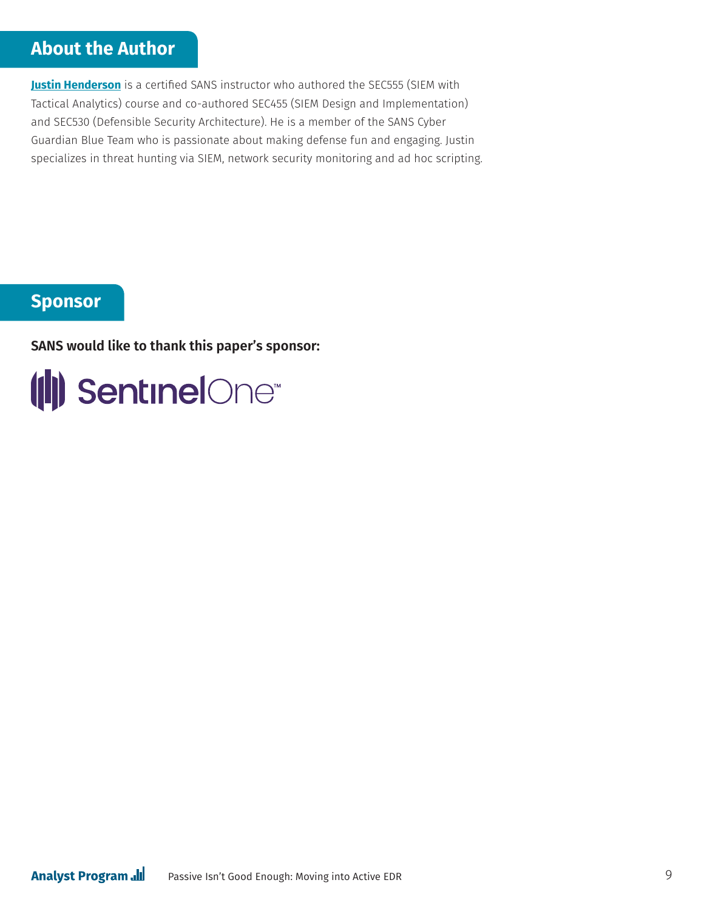## About the Author

**Justin Henderson** is a certified SANS instructor who authored the SEC555 (SIEM with Tactical Analytics) course and co-authored SEC455 (SIEM Design and Implementation) and SEC530 (Defensible Security Architecture). He is a member of the SANS Cyber Guardian Blue Team who is passionate about making defense fun and engaging. Justin specializes in threat hunting via SIEM, network security monitoring and ad hoc scripting.

## Sponsor

**SANS would like to thank this paper's sponsor:**

SentinelOne™